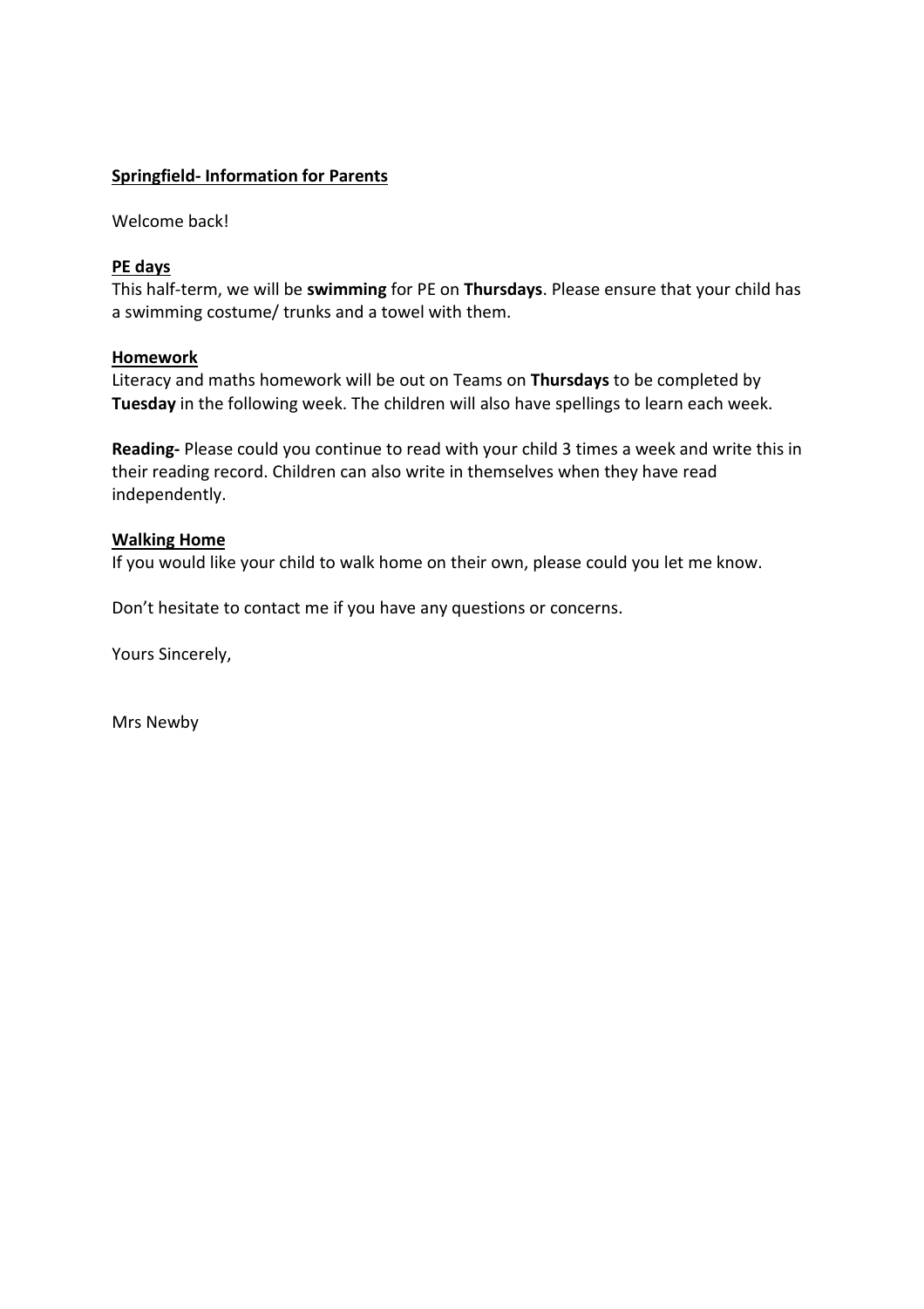## Springfield- Information for Parents

Welcome back!

### PE days

This half-term, we will be **swimming** for PE on **Thursdays**. Please ensure that your child has a swimming costume/ trunks and a towel with them.

### Homework

Literacy and maths homework will be out on Teams on **Thursdays** to be completed by **Tuesday** in the following week. The children will also have spellings to learn each week.

**Reading-** Please could you continue to read with your child 3 times a week and write this in their reading record. Children can also write in themselves when they have read independently.

### Walking Home

If you would like your child to walk home on their own, please could you let me know.

Don't hesitate to contact me if you have any questions or concerns.

Yours Sincerely,

Mrs Newby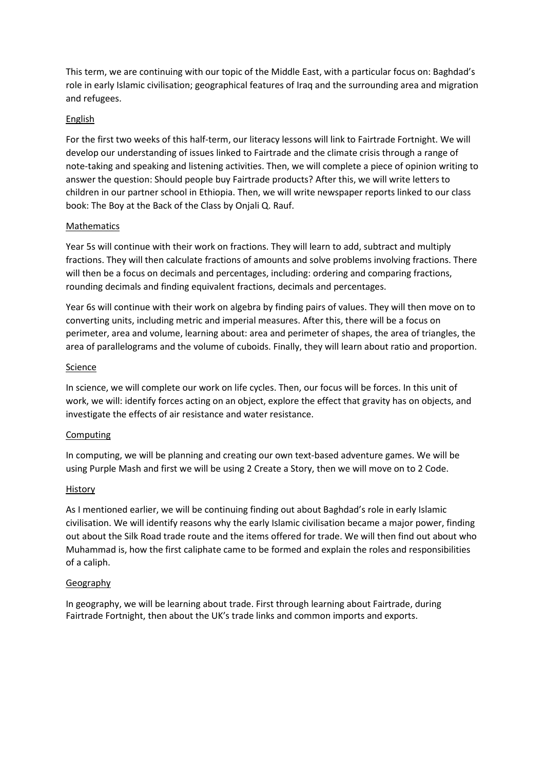This term, we are continuing with our topic of the Middle East, with a particular focus on: Baghdad's role in early Islamic civilisation; geographical features of Iraq and the surrounding area and migration and refugees.

## English

For the first two weeks of this half-term, our literacy lessons will link to Fairtrade Fortnight. We will develop our understanding of issues linked to Fairtrade and the climate crisis through a range of note-taking and speaking and listening activities. Then, we will complete a piece of opinion writing to answer the question: Should people buy Fairtrade products? After this, we will write letters to children in our partner school in Ethiopia. Then, we will write newspaper reports linked to our class book: The Boy at the Back of the Class by Onjali Q. Rauf.

## Mathematics

Year 5s will continue with their work on fractions. They will learn to add, subtract and multiply fractions. They will then calculate fractions of amounts and solve problems involving fractions. There will then be a focus on decimals and percentages, including: ordering and comparing fractions, rounding decimals and finding equivalent fractions, decimals and percentages.

Year 6s will continue with their work on algebra by finding pairs of values. They will then move on to converting units, including metric and imperial measures. After this, there will be a focus on perimeter, area and volume, learning about: area and perimeter of shapes, the area of triangles, the area of parallelograms and the volume of cuboids. Finally, they will learn about ratio and proportion.

## Science

In science, we will complete our work on life cycles. Then, our focus will be forces. In this unit of work, we will: identify forces acting on an object, explore the effect that gravity has on objects, and investigate the effects of air resistance and water resistance.

## Computing

In computing, we will be planning and creating our own text-based adventure games. We will be using Purple Mash and first we will be using 2 Create a Story, then we will move on to 2 Code.

## History

As I mentioned earlier, we will be continuing finding out about Baghdad's role in early Islamic civilisation. We will identify reasons why the early Islamic civilisation became a major power, finding out about the Silk Road trade route and the items offered for trade. We will then find out about who Muhammad is, how the first caliphate came to be formed and explain the roles and responsibilities of a caliph.

## Geography

In geography, we will be learning about trade. First through learning about Fairtrade, during Fairtrade Fortnight, then about the UK's trade links and common imports and exports.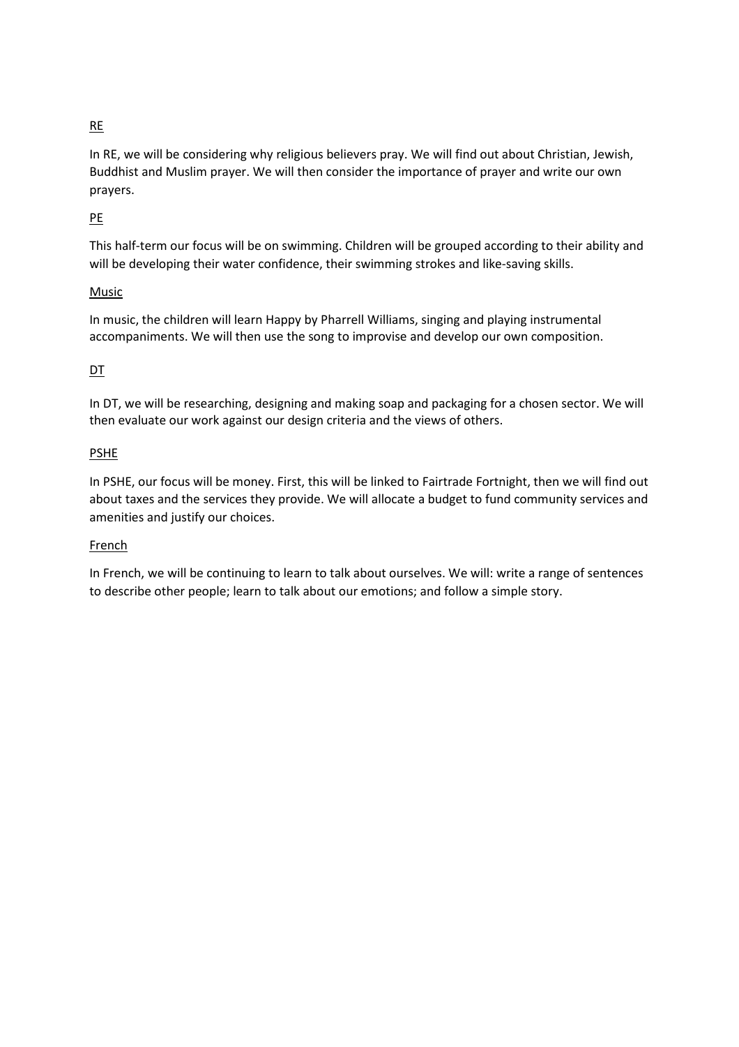RE

In RE, we will be considering why religious believers pray. We will find out about Christian, Jewish, Buddhist and Muslim prayer. We will then consider the importance of prayer and write our own prayers.

PE

This half-term our focus will be on swimming. Children will be grouped according to their ability and will be developing their water confidence, their swimming strokes and like-saving skills.

Music

In music, the children will learn Happy by Pharrell Williams, singing and playing instrumental accompaniments. We will then use the song to improvise and develop our own composition.

DT

In DT, we will be researching, designing and making soap and packaging for a chosen sector. We will then evaluate our work against our design criteria and the views of others.

PSHE

In PSHE, our focus will be money. First, this will be linked to Fairtrade Fortnight, then we will find out about taxes and the services they provide. We will allocate a budget to fund community services and amenities and justify our choices.

French

In French, we will be continuing to learn to talk about ourselves. We will: write a range of sentences to describe other people; learn to talk about our emotions; and follow a simple story.